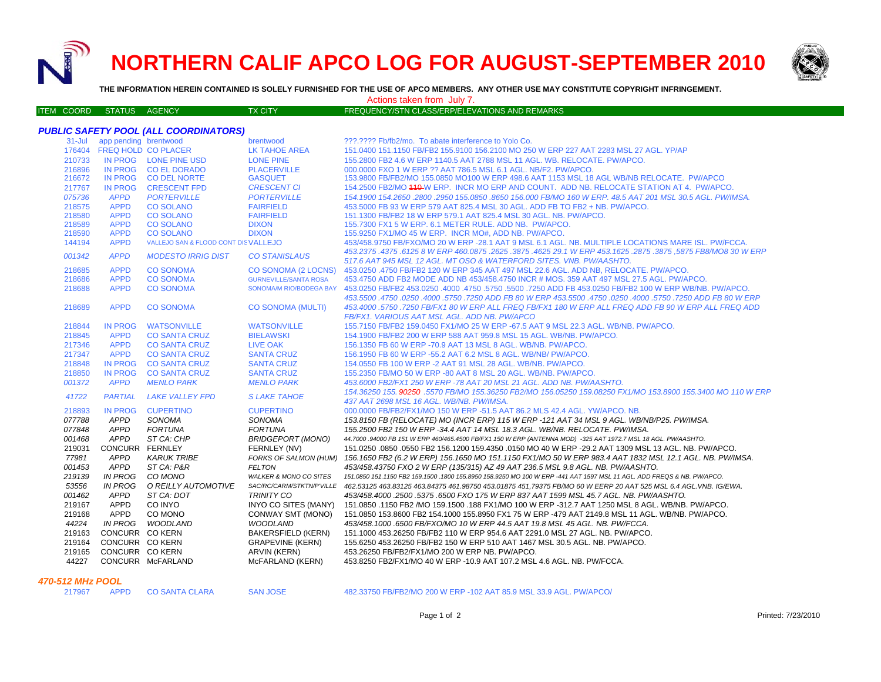# NORTHERN CALIF APCO LOG FOR AUGUST-SEPTEMBER 2010

**THE INFORMATION HEREIN CONTAINED IS SOLELY FURNISHED FOR THE USE OF APCO MEMBERS. ANY OTHER USE MAY CONSTITUTE COPYRIGHT INFRINGEMENT.**

Actions taken from July 7.

| ITEM COORD | STATUS | AGENCY | TX CITY | FREQUENCY/STN CLASS/ERP/ELEVATIONS AND REMARKS |
|---|---|---|---|---|

### *PUBLIC SAFETY POOL (ALL COORDINATORS)*

| ITEM COORD | STATUS | AGENCY | TX CITY | FREQUENCY/STN CLASS/ERP/ELEVATIONS AND REMARKS |
|---|---|---|---|---|
| 31-Jul | app pending | brentwood | brentwood | ???.???? Fb/fb2/mo. To abate interference to Yolo Co. |
| 176404 | FREQ HOLD | CO PLACER | LK TAHOE AREA | 151.0400 151.1150 FB/FB2 155.9100 156.2100 MO 250 W ERP 227 AAT 2283 MSL 27 AGL. YP/AP |
| 210733 | IN PROG | LONE PINE USD | LONE PINE | 155.2800 FB2 4.6 W ERP 1140.5 AAT 2788 MSL 11 AGL. WB. RELOCATE. PW/APCO. |
| 216896 | IN PROG | CO EL DORADO | PLACERVILLE | 000.0000 FXO 1 W ERP ?? AAT 786.5 MSL 6.1 AGL. NB/F2. PW/APCO. |
| 216672 | IN PROG | CO DEL NORTE | GASQUET | 153.9800 FB/FB2/MO 155.0850 MO100 W ERP 498.6 AAT 1153 MSL 18 AGL WB/NB RELOCATE. PW/APCO |
| 217767 | IN PROG | CRESCENT FPD | *CRESCENT CI* | 154.2500 FB2/MO ~~110~~ W ERP. INCR MO ERP AND COUNT. ADD NB. RELOCATE STATION AT 4. PW/APCO. |
| *075736* | *APPD* | *PORTERVILLE* | *PORTERVILLE* | *154.1900 154.2650 .2800 .2950 155.0850 .8650 156.000 FB/MO 160 W ERP. 48.5 AAT 201 MSL 30.5 AGL. PW/IMSA.* |
| 218575 | APPD | CO SOLANO | FAIRFIELD | 453.5000 FB 93 W ERP 579 AAT 825.4 MSL 30 AGL. ADD FB TO FB2 + NB. PW/APCO. |
| 218580 | APPD | CO SOLANO | FAIRFIELD | 151.1300 FB/FB2 18 W ERP 579.1 AAT 825.4 MSL 30 AGL. NB. PW/APCO. |
| 218589 | APPD | CO SOLANO | DIXON | 155.7300 FX1 5 W ERP. 6.1 METER RULE. ADD NB. PW/APCO. |
| 218590 | APPD | CO SOLANO | DIXON | 155.9250 FX1/MO 45 W ERP. INCR MO#, ADD NB. PW/APCO. |
| 144194 | APPD | VALLEJO SAN & FLOOD CONT DIS | VALLEJO | 453/458.9750 FB/FXO/MO 20 W ERP -28.1 AAT 9 MSL 6.1 AGL. NB. MULTIPLE LOCATIONS MARE ISL. PW/FCCA. |
| *001342* | *APPD* | *MODESTO IRRIG DIST* | *CO STANISLAUS* | *453.2375 .4375 .6125 8 W ERP 460.0875 .2625 .3875 .4625 29.1 W ERP 453.1625 .2875 .3875 ,5875 FB8/MO8 30 W ERP 517.6 AAT 945 MSL 12 AGL. MT OSO & WATERFORD SITES. VNB. PW/AASHTO.* |
| 218685 | APPD | CO SONOMA | CO SONOMA (2 LOCNS) | 453.0250 .4750 FB/FB2 120 W ERP 345 AAT 497 MSL 22.6 AGL. ADD NB, RELOCATE. PW/APCO. |
| 218686 | APPD | CO SONOMA | GURNEVILLE/SANTA ROSA | 453.4750 ADD FB2 MODE ADD NB 453/458.4750 INCR # MOS. 359 AAT 497 MSL 27.5 AGL. PW/APCO. |
| 218688 | APPD | CO SONOMA | SONOMA/M RIO/BODEGA BAY | 453.0250 FB/FB2 453.0250 .4000 .4750 .5750 .5500 .7250 ADD FB 453.0250 FB/FB2 100 W ERP WB/NB. PW/APCO. |
| 218689 | APPD | CO SONOMA | CO SONOMA (MULTI) | *453.5500 .4750 .0250 .4000 .5750 .7250 ADD FB 80 W ERP 453.5500 .4750 .0250 .4000 .5750 .7250 ADD FB 80 W ERP 453.4000 .5750 .7250 FB/FX1 80 W ERP ALL FREQ FB/FX1 180 W ERP ALL FREQ ADD FB 90 W ERP ALL FREQ ADD FB/FX1. VARIOUS AAT MSL AGL. ADD NB. PW/APCO* |
| 218844 | IN PROG | WATSONVILLE | WATSONVILLE | 155.7150 FB/FB2 159.0450 FX1/MO 25 W ERP -67.5 AAT 9 MSL 22.3 AGL. WB/NB. PW/APCO. |
| 218845 | APPD | CO SANTA CRUZ | BIELAWSKI | 154.1900 FB/FB2 200 W ERP 588 AAT 959.8 MSL 15 AGL. WB/NB. PW/APCO. |
| 217346 | APPD | CO SANTA CRUZ | LIVE OAK | 156.1350 FB 60 W ERP -70.9 AAT 13 MSL 8 AGL. WB/NB. PW/APCO. |
| 217347 | APPD | CO SANTA CRUZ | SANTA CRUZ | 156.1950 FB 60 W ERP -55.2 AAT 6.2 MSL 8 AGL. WB/NB/ PW/APCO. |
| 218848 | IN PROG | CO SANTA CRUZ | SANTA CRUZ | 154.0550 FB 100 W ERP -2 AAT 91 MSL 28 AGL. WB/NB. PW/APCO. |
| 218850 | IN PROG | CO SANTA CRUZ | SANTA CRUZ | 155.2350 FB/MO 50 W ERP -80 AAT 8 MSL 20 AGL. WB/NB. PW/APCO. |
| *001372* | *APPD* | *MENLO PARK* | *MENLO PARK* | *453.6000 FB2/FX1 250 W ERP -78 AAT 20 MSL 21 AGL. ADD NB. PW/AASHTO.* |
| *41722* | *PARTIAL* | *LAKE VALLEY FPD* | *S LAKE TAHOE* | *154.36250 155. 90250 .5570 FB/MO 155.36250 FB2/MO 156.05250 159.08250 FX1/MO 153.8900 155.3400 MO 110 W ERP 437 AAT 2698 MSL 16 AGL. WB/NB. PW/IMSA.* |
| 218893 | IN PROG | CUPERTINO | CUPERTINO | 000.0000 FB/FB2/FX1/MO 150 W ERP -51.5 AAT 86.2 MLS 42.4 AGL. YW/APCO. NB. |
| *077788* | *APPD* | *SONOMA* | *SONOMA* | *153.8150 FB (RELOCATE) MO (INCR ERP) 115 W ERP -121 AAT 34 MSL 9 AGL. WB/NB/P25. PW/IMSA.* |
| *077848* | *APPD* | *FORTUNA* | *FORTUNA* | *155.2500 FB2 150 W ERP -34.4 AAT 14 MSL 18.3 AGL. WB/NB. RELOCATE. PW/IMSA.* |
| *001468* | *APPD* | *ST CA: CHP* | *BRIDGEPORT (MONO)* | *44.7000 .94000 FB 151 W ERP 460/465.4500 FB/FX1 150 W ERP (ANTENNA MOD) -325 AAT 1972.7 MSL 18 AGL. PW/AASHTO.* |
| 219031 | CONCURR | FERNLEY | FERNLEY (NV) | 151.0250 .0850 .0550 FB2 156.1200 159.4350 .0150 MO 40 W ERP -29.2 AAT 1309 MSL 13 AGL. NB. PW/APCO. |
| *77981* | *APPD* | *KARUK TRIBE* | *FORKS OF SALMON (HUM)* | *156.1650 FB2 (6.2 W ERP) 156.1650 MO 151.1150 FX1/MO 50 W ERP 983.4 AAT 1832 MSL 12.1 AGL. NB. PW/IMSA.* |
| *001453* | *APPD* | *ST CA: P&R* | *FELTON* | *453/458.43750 FXO 2 W ERP (135/315) AZ 49 AAT 236.5 MSL 9.8 AGL. NB. PW/AASHTO.* |
| *219139* | *IN PROG* | *CO MONO* | *WALKER & MONO CO SITES* | *151.0850 151.1150 FB2 159.1500 .1800 155.8950 158.9250 MO 100 W ERP -441 AAT 1597 MSL 11 AGL. ADD FREQS & NB. PW/APCO.* |
| *53556* | *IN PROG* | *O REILLY AUTOMOTIVE* | *SAC/RC/CARM/STKTN/P'VILLE* | *462.53125 463.83125 463.84375 461.98750 453.01875 451,79375 FB/MO 60 W EERP 20 AAT 525 MSL 6.4 AGL.VNB. IG/EWA.* |
| *001462* | *APPD* | *ST CA: DOT* | *TRINITY CO* | *453/458.4000 .2500 .5375 .6500 FXO 175 W ERP 837 AAT 1599 MSL 45.7 AGL. NB. PW/AASHTO.* |
| 219167 | APPD | CO INYO | INYO CO SITES (MANY) | 151.0850 .1150 FB2 /MO 159.1500 .188 FX1/MO 100 W ERP -312.7 AAT 1250 MSL 8 AGL. WB/NB. PW/APCO. |
| 219168 | APPD | CO MONO | CONWAY SMT (MONO) | 151.0850 153.8600 FB2 154.1000 155.8950 FX1 75 W ERP -479 AAT 2149.8 MSL 11 AGL. WB/NB. PW/APCO. |
| *44224* | *IN PROG* | *WOODLAND* | *WOODLAND* | *453/458.1000 .6500 FB/FXO/MO 10 W ERP 44.5 AAT 19.8 MSL 45 AGL. NB. PW/FCCA.* |
| 219163 | CONCURR | CO KERN | BAKERSFIELD (KERN) | 151.1000 453.26250 FB/FB2 110 W ERP 954.6 AAT 2291.0 MSL 27 AGL. NB. PW/APCO. |
| 219164 | CONCURR | CO KERN | GRAPEVINE (KERN) | 155.6250 453.26250 FB/FB2 150 W ERP 510 AAT 1467 MSL 30.5 AGL. NB. PW/APCO. |
| 219165 | CONCURR | CO KERN | ARVIN (KERN) | 453.26250 FB/FB2/FX1/MO 200 W ERP NB. PW/APCO. |
| 44227 | CONCURR | McFARLAND | McFARLAND (KERN) | 453.8250 FB2/FX1/MO 40 W ERP -10.9 AAT 107.2 MSL 4.6 AGL. NB. PW/FCCA. |

### *470-512 MHz POOL*

| ITEM COORD | STATUS | AGENCY | TX CITY | FREQUENCY/STN CLASS/ERP/ELEVATIONS AND REMARKS |
|---|---|---|---|---|
| 217967 | APPD | CO SANTA CLARA | SAN JOSE | 482.33750 FB/FB2/MO 200 W ERP -102 AAT 85.9 MSL 33.9 AGL. PW/APCO/ |

Printed: 7/23/2010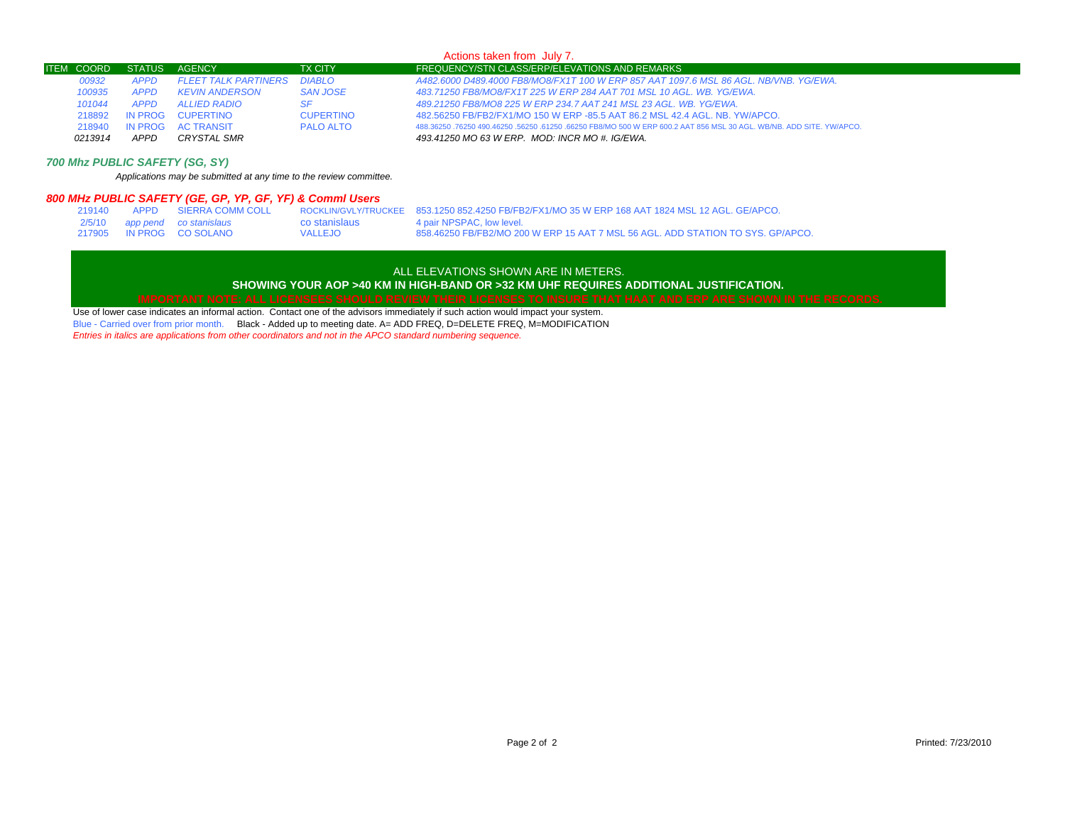Actions taken from July 7.

| ITEM | COORD | STATUS | AGENCY | TX CITY | FREQUENCY/STN CLASS/ERP/ELEVATIONS AND REMARKS |
|---|---|---|---|---|---|
| | *00932* | *APPD* | *FLEET TALK PARTINERS* | *DIABLO* | *A482.6000 D489.4000 FB8/MO8/FX1T 100 W ERP 857 AAT 1097.6 MSL 86 AGL. NB/VNB. YG/EWA.* |
| | *100935* | *APPD* | *KEVIN ANDERSON* | *SAN JOSE* | *483.71250 FB8/MO8/FX1T 225 W ERP 284 AAT 701 MSL 10 AGL. WB. YG/EWA.* |
| | *101044* | *APPD* | *ALLIED RADIO* | *SF* | *489.21250 FB8/MO8 225 W ERP 234.7 AAT 241 MSL 23 AGL. WB. YG/EWA.* |
| | 218892 | IN PROG | CUPERTINO | CUPERTINO | 482.56250 FB/FB2/FX1/MO 150 W ERP -85.5 AAT 86.2 MSL 42.4 AGL. NB. YW/APCO. |
| | 218940 | IN PROG | AC TRANSIT | PALO ALTO | 488.36250 .76250 490.46250 .56250 .61250 .66250 FB8/MO 500 W ERP 600.2 AAT 856 MSL 30 AGL. WB/NB. ADD SITE. YW/APCO. |
| | *0213914* | *APPD* | *CRYSTAL SMR* | | *493.41250 MO 63 W ERP. MOD: INCR MO #. IG/EWA.* |

### *700 Mhz PUBLIC SAFETY (SG, SY)*

*Applications may be submitted at any time to the review committee.*

### *800 MHz PUBLIC SAFETY (GE, GP, YP, GF, YF) & Comml Users*

| | | | | |
|---|---|---|---|---|
| 219140 | APPD | SIERRA COMM COLL | ROCKLIN/GVLY/TRUCKEE | 853.1250 852.4250 FB/FB2/FX1/MO 35 W ERP 168 AAT 1824 MSL 12 AGL. GE/APCO. |
| 2/5/10 | *app pend* | *co stanislaus* | co stanislaus | 4 pair NPSPAC, low level. |
| 217905 | IN PROG | CO SOLANO | VALLEJO | 858.46250 FB/FB2/MO 200 W ERP 15 AAT 7 MSL 56 AGL. ADD STATION TO SYS. GP/APCO. |

ALL ELEVATIONS SHOWN ARE IN METERS.

**SHOWING YOUR AOP >40 KM IN HIGH-BAND OR >32 KM UHF REQUIRES ADDITIONAL JUSTIFICATION.**

IMPORTANT NOTE: ALL LICENSEES SHOULD REVIEW THEIR LICENSES TO INSURE THAT HAAT AND ERP ARE SHOWN IN THE RECORDS.

Use of lower case indicates an informal action. Contact one of the advisors immediately if such action would impact your system.

Blue - Carried over from prior month. Black - Added up to meeting date. A= ADD FREQ, D=DELETE FREQ, M=MODIFICATION

*Entries in italics are applications from other coordinators and not in the APCO standard numbering sequence.*

Printed: 7/23/2010